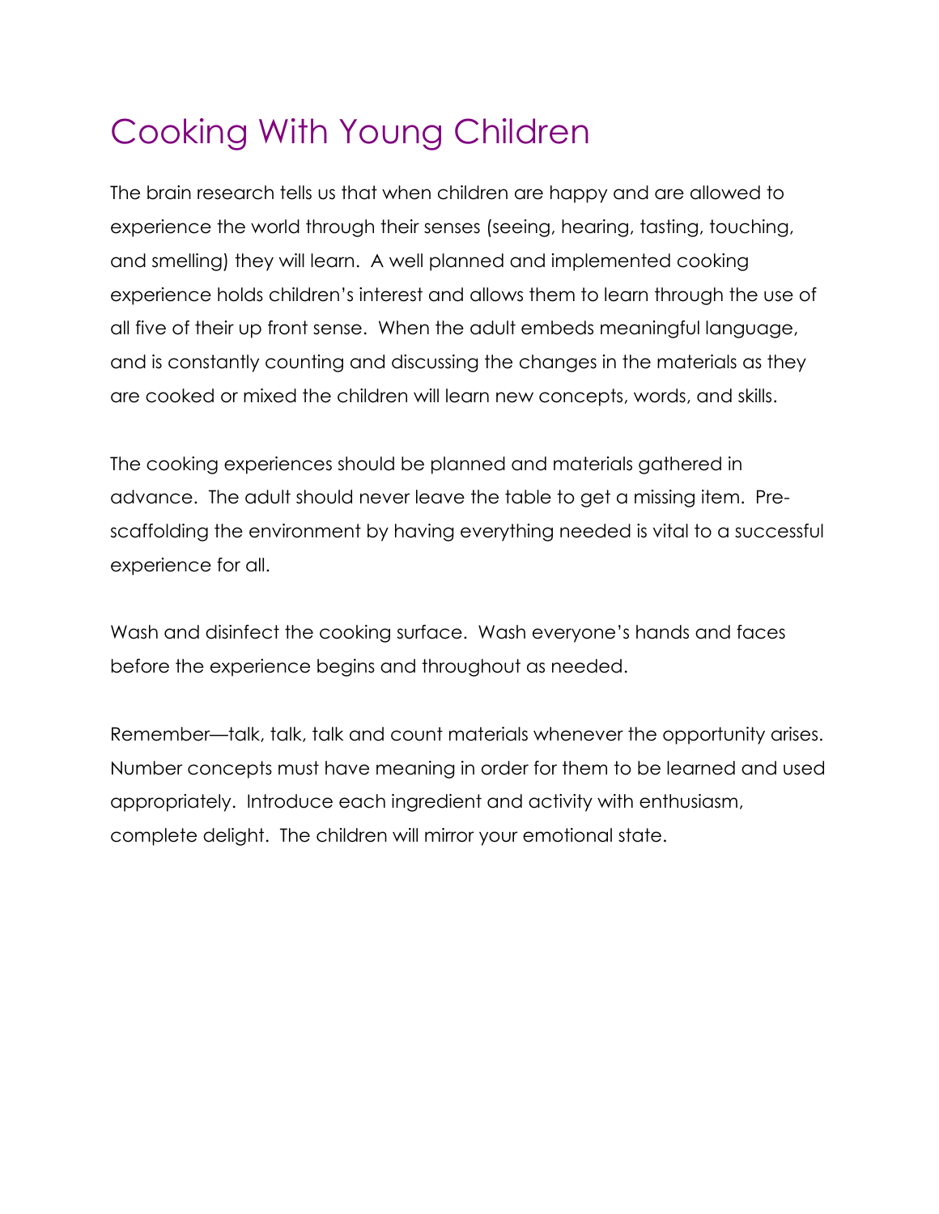# Cooking With Young Children

The brain research tells us that when children are happy and are allowed to experience the world through their senses (seeing, hearing, tasting, touching, and smelling) they will learn. A well planned and implemented cooking experience holds children's interest and allows them to learn through the use of all five of their up front sense. When the adult embeds meaningful language, and is constantly counting and discussing the changes in the materials as they are cooked or mixed the children will learn new concepts, words, and skills.

The cooking experiences should be planned and materials gathered in advance. The adult should never leave the table to get a missing item. Pre-scaffolding the environment by having everything needed is vital to a successful experience for all.

Wash and disinfect the cooking surface. Wash everyone's hands and faces before the experience begins and throughout as needed.

Remember—talk, talk, talk and count materials whenever the opportunity arises. Number concepts must have meaning in order for them to be learned and used appropriately. Introduce each ingredient and activity with enthusiasm, complete delight. The children will mirror your emotional state.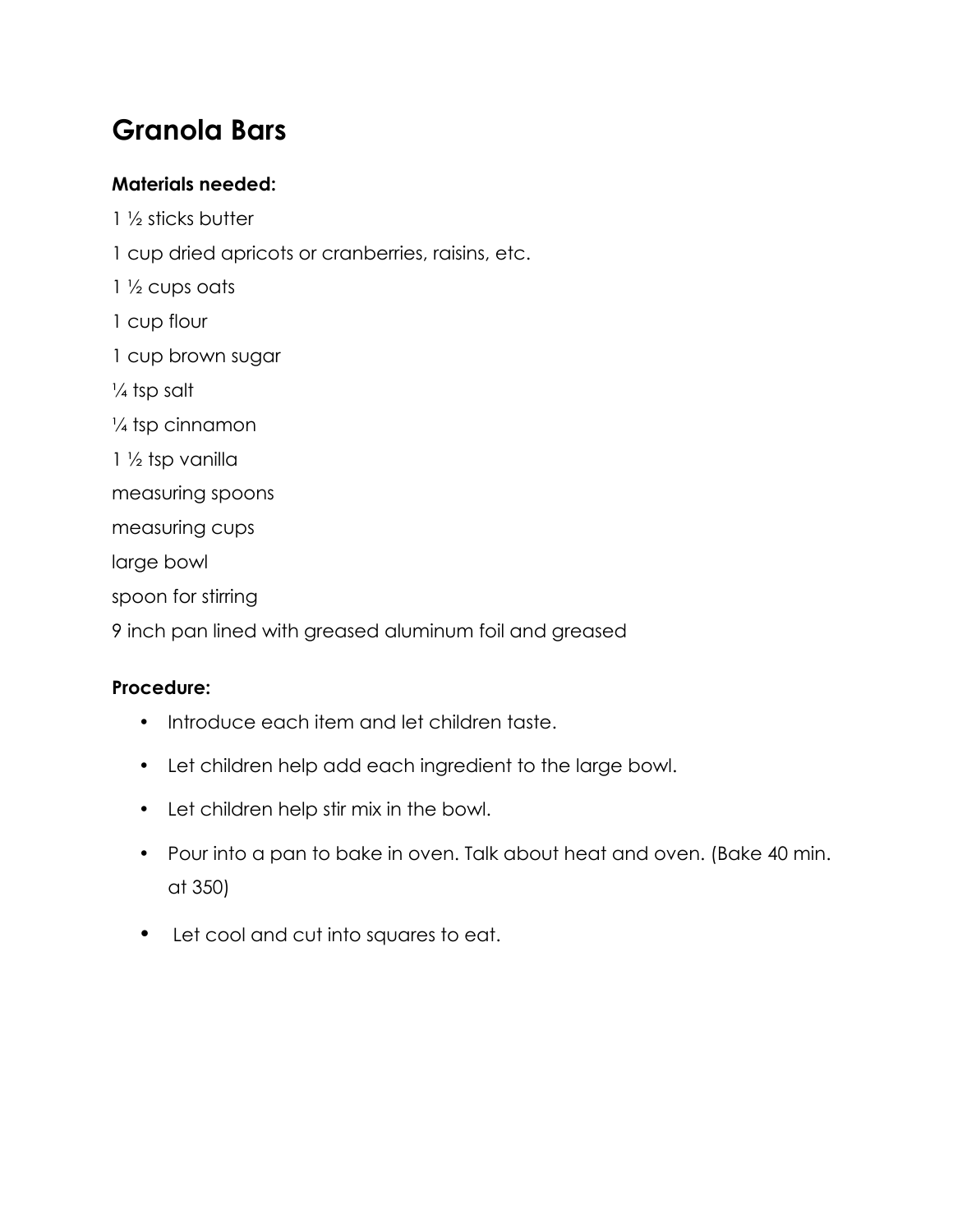# Granola Bars

**Materials needed:**

1 ½ sticks butter

1 cup dried apricots or cranberries, raisins, etc.

1 ½ cups oats

1 cup flour

1 cup brown sugar

¼ tsp salt

¼ tsp cinnamon

1 ½ tsp vanilla

measuring spoons

measuring cups

large bowl

spoon for stirring

9 inch pan lined with greased aluminum foil and greased

**Procedure:**

- Introduce each item and let children taste.
- Let children help add each ingredient to the large bowl.
- Let children help stir mix in the bowl.
- Pour into a pan to bake in oven. Talk about heat and oven. (Bake 40 min. at 350)
- Let cool and cut into squares to eat.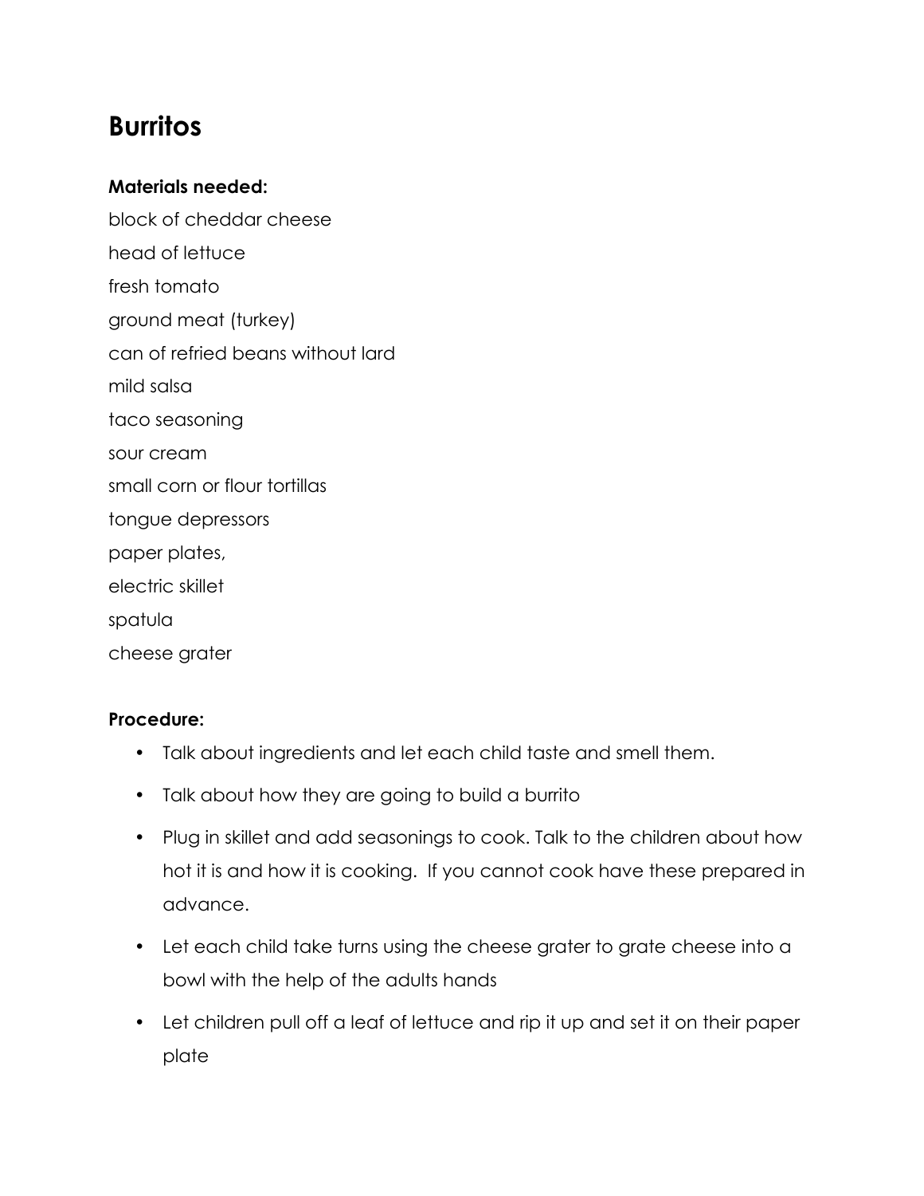# Burritos

**Materials needed:**

block of cheddar cheese

head of lettuce

fresh tomato

ground meat (turkey)

can of refried beans without lard

mild salsa

taco seasoning

sour cream

small corn or flour tortillas

tongue depressors

paper plates,

electric skillet

spatula

cheese grater

**Procedure:**

- Talk about ingredients and let each child taste and smell them.
- Talk about how they are going to build a burrito
- Plug in skillet and add seasonings to cook. Talk to the children about how hot it is and how it is cooking. If you cannot cook have these prepared in advance.
- Let each child take turns using the cheese grater to grate cheese into a bowl with the help of the adults hands
- Let children pull off a leaf of lettuce and rip it up and set it on their paper plate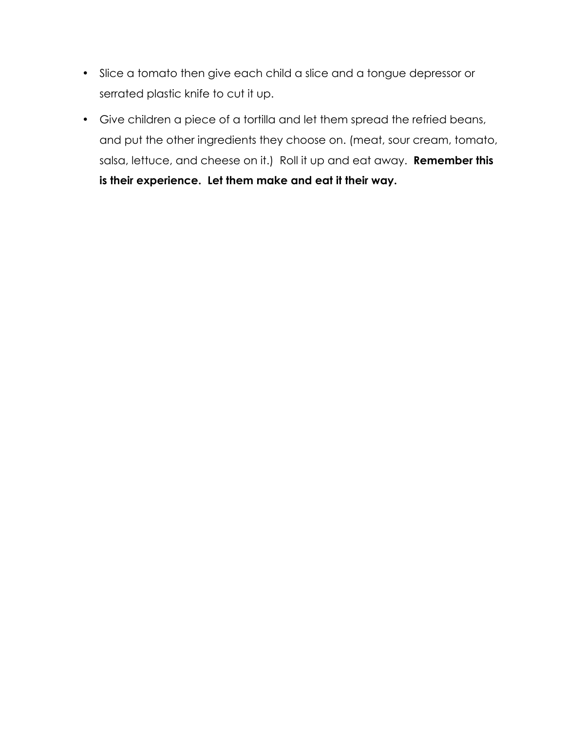- Slice a tomato then give each child a slice and a tongue depressor or serrated plastic knife to cut it up.
- Give children a piece of a tortilla and let them spread the refried beans, and put the other ingredients they choose on. (meat, sour cream, tomato, salsa, lettuce, and cheese on it.) Roll it up and eat away. **Remember this is their experience. Let them make and eat it their way.**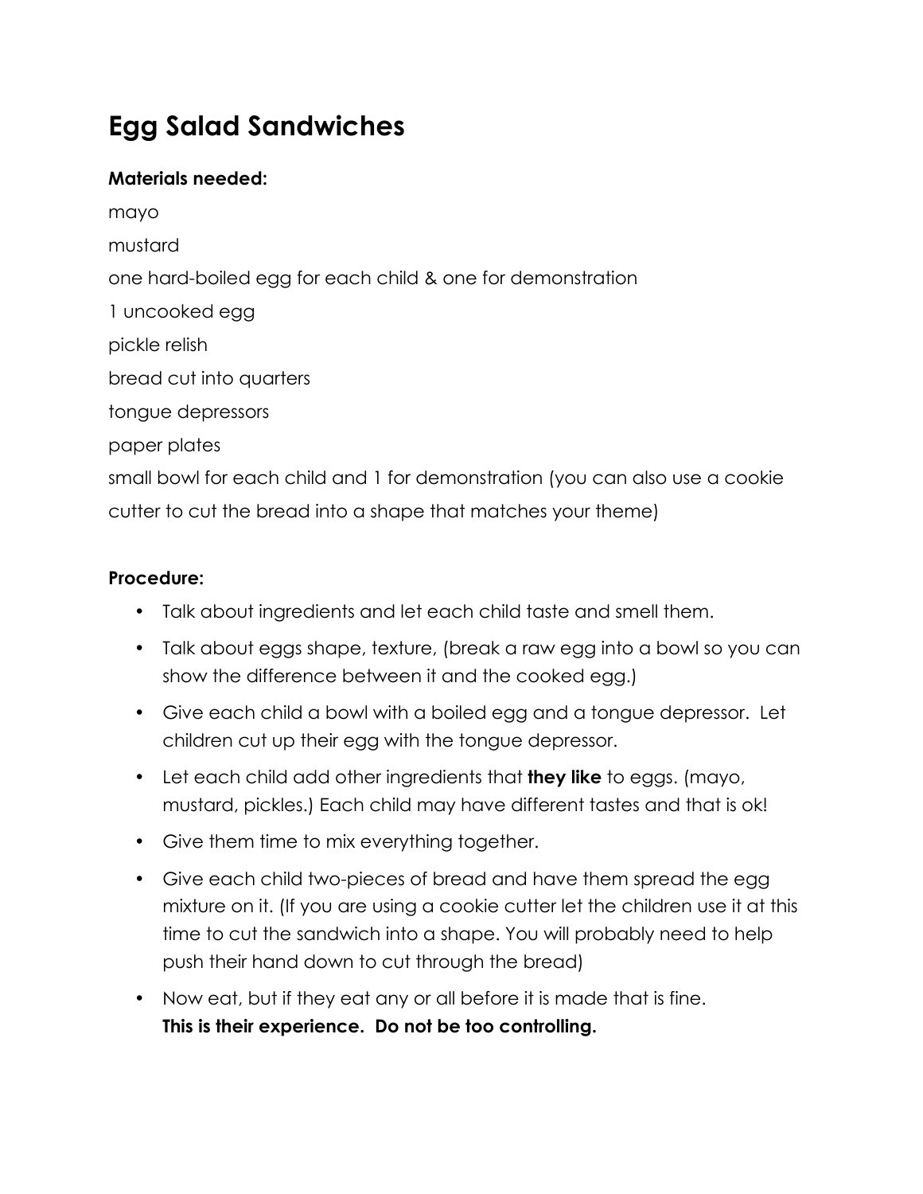# Egg Salad Sandwiches

**Materials needed:**

mayo

mustard

one hard-boiled egg for each child & one for demonstration

1 uncooked egg

pickle relish

bread cut into quarters

tongue depressors

paper plates

small bowl for each child and 1 for demonstration (you can also use a cookie cutter to cut the bread into a shape that matches your theme)

**Procedure:**

- Talk about ingredients and let each child taste and smell them.
- Talk about eggs shape, texture, (break a raw egg into a bowl so you can show the difference between it and the cooked egg.)
- Give each child a bowl with a boiled egg and a tongue depressor. Let children cut up their egg with the tongue depressor.
- Let each child add other ingredients that **they like** to eggs. (mayo, mustard, pickles.) Each child may have different tastes and that is ok!
- Give them time to mix everything together.
- Give each child two-pieces of bread and have them spread the egg mixture on it. (If you are using a cookie cutter let the children use it at this time to cut the sandwich into a shape. You will probably need to help push their hand down to cut through the bread)
- Now eat, but if they eat any or all before it is made that is fine.
  **This is their experience. Do not be too controlling.**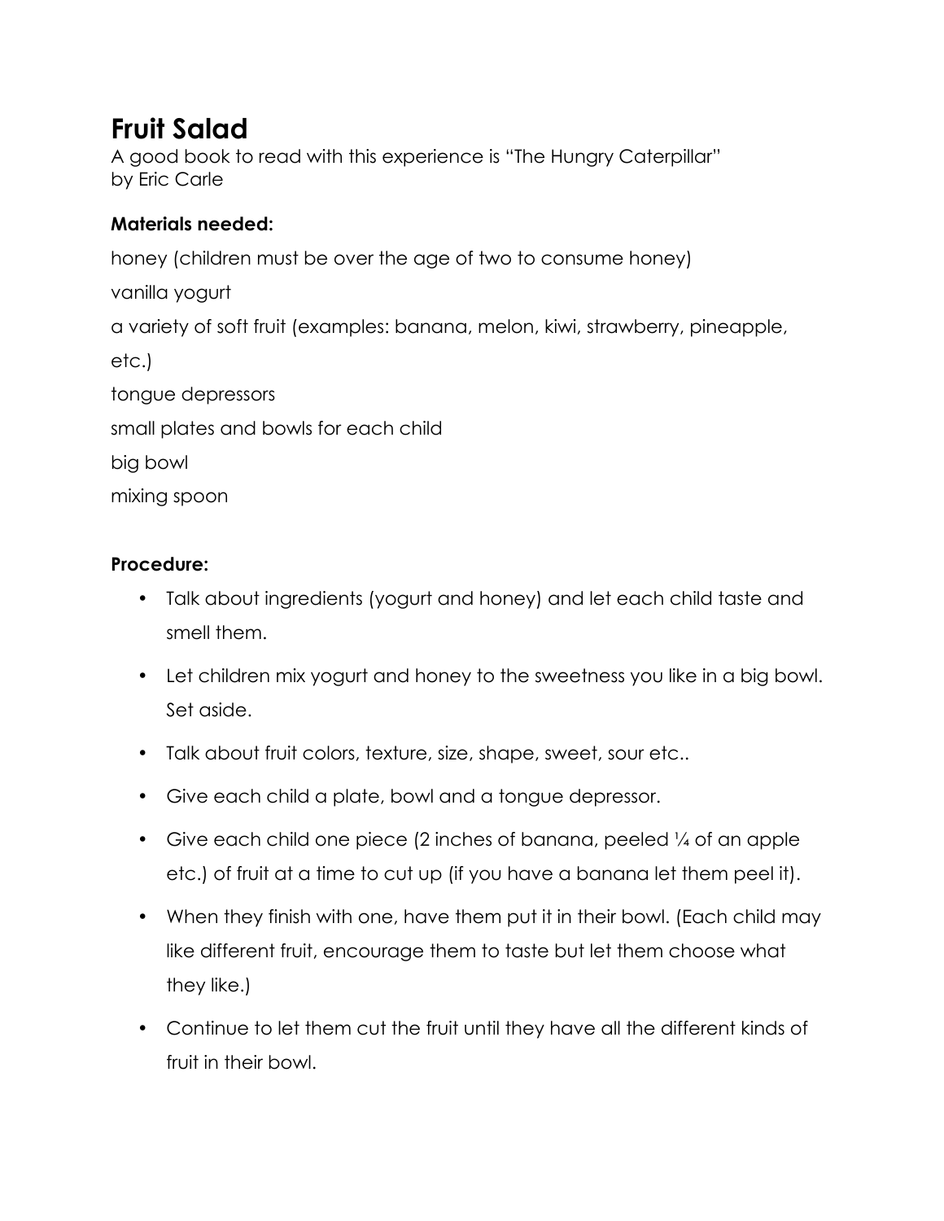# Fruit Salad

A good book to read with this experience is "The Hungry Caterpillar" by Eric Carle

**Materials needed:**

honey (children must be over the age of two to consume honey)

vanilla yogurt

a variety of soft fruit (examples: banana, melon, kiwi, strawberry, pineapple, etc.)

tongue depressors

small plates and bowls for each child

big bowl

mixing spoon

**Procedure:**

- Talk about ingredients (yogurt and honey) and let each child taste and smell them.
- Let children mix yogurt and honey to the sweetness you like in a big bowl. Set aside.
- Talk about fruit colors, texture, size, shape, sweet, sour etc..
- Give each child a plate, bowl and a tongue depressor.
- Give each child one piece (2 inches of banana, peeled ¼ of an apple etc.) of fruit at a time to cut up (if you have a banana let them peel it).
- When they finish with one, have them put it in their bowl. (Each child may like different fruit, encourage them to taste but let them choose what they like.)
- Continue to let them cut the fruit until they have all the different kinds of fruit in their bowl.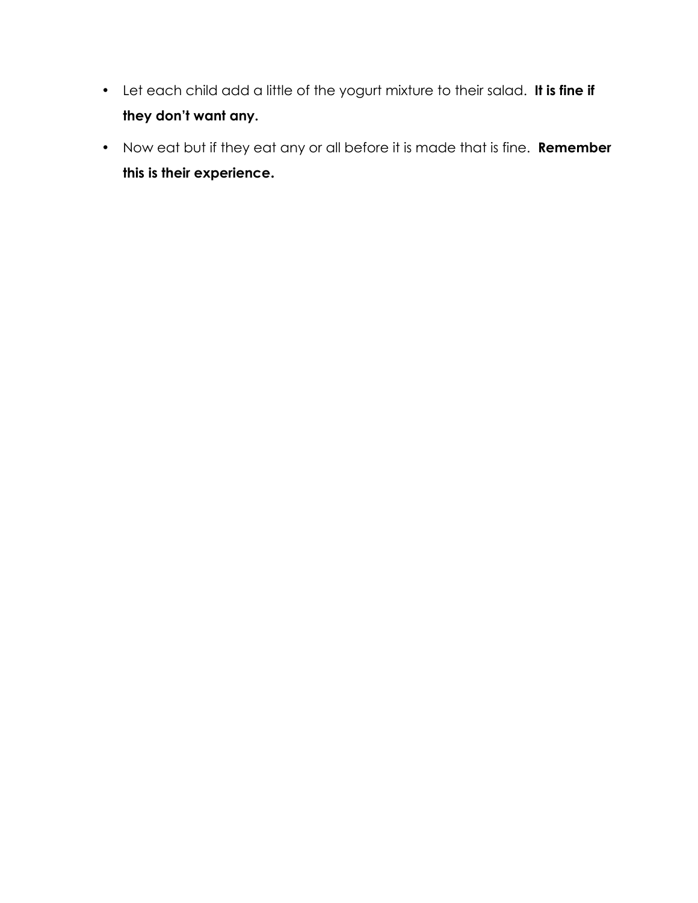- Let each child add a little of the yogurt mixture to their salad. **It is fine if they don't want any.**
- Now eat but if they eat any or all before it is made that is fine. **Remember this is their experience.**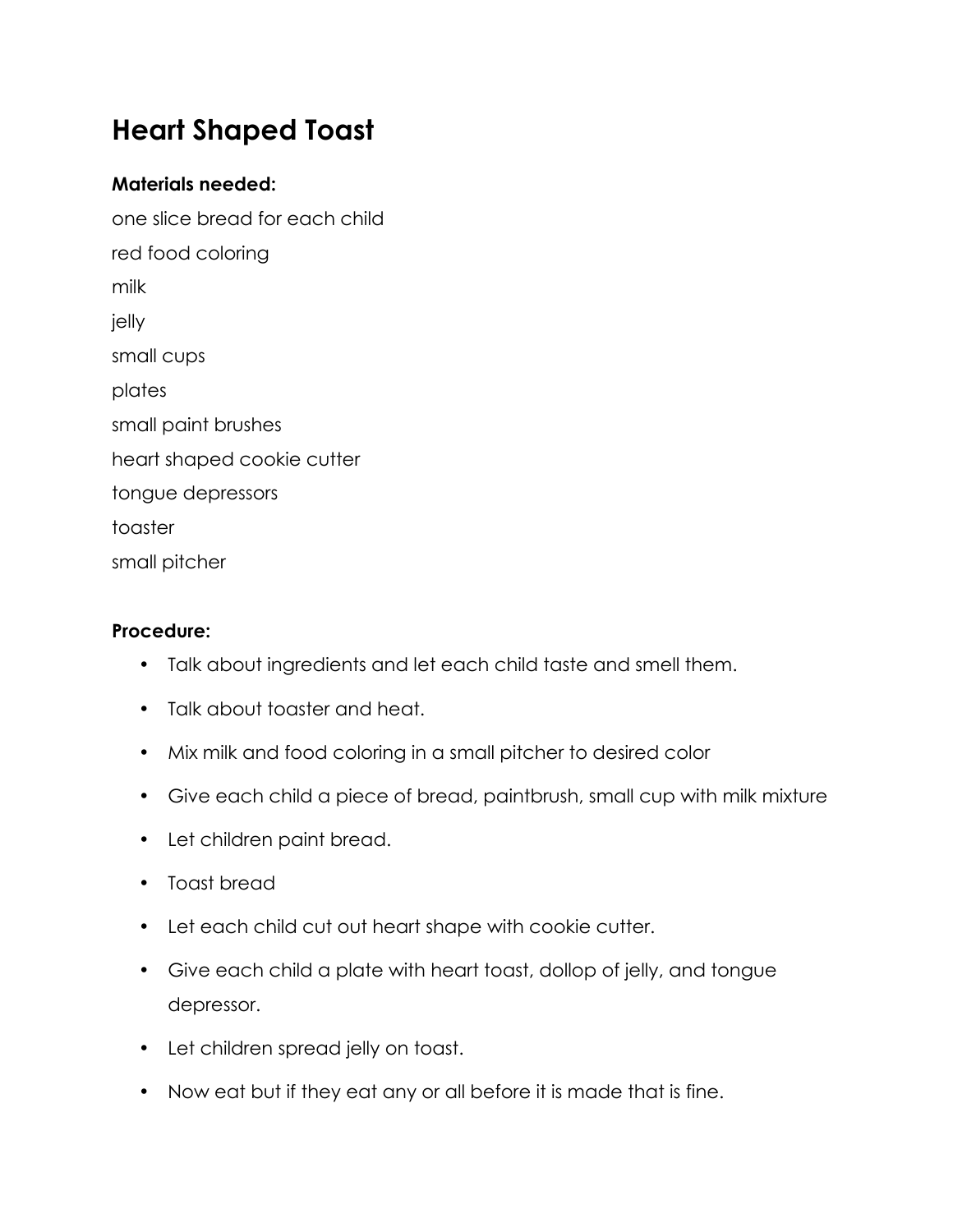# Heart Shaped Toast

**Materials needed:**

one slice bread for each child

red food coloring

milk

jelly

small cups

plates

small paint brushes

heart shaped cookie cutter

tongue depressors

toaster

small pitcher

**Procedure:**

- Talk about ingredients and let each child taste and smell them.
- Talk about toaster and heat.
- Mix milk and food coloring in a small pitcher to desired color
- Give each child a piece of bread, paintbrush, small cup with milk mixture
- Let children paint bread.
- Toast bread
- Let each child cut out heart shape with cookie cutter.
- Give each child a plate with heart toast, dollop of jelly, and tongue depressor.
- Let children spread jelly on toast.
- Now eat but if they eat any or all before it is made that is fine.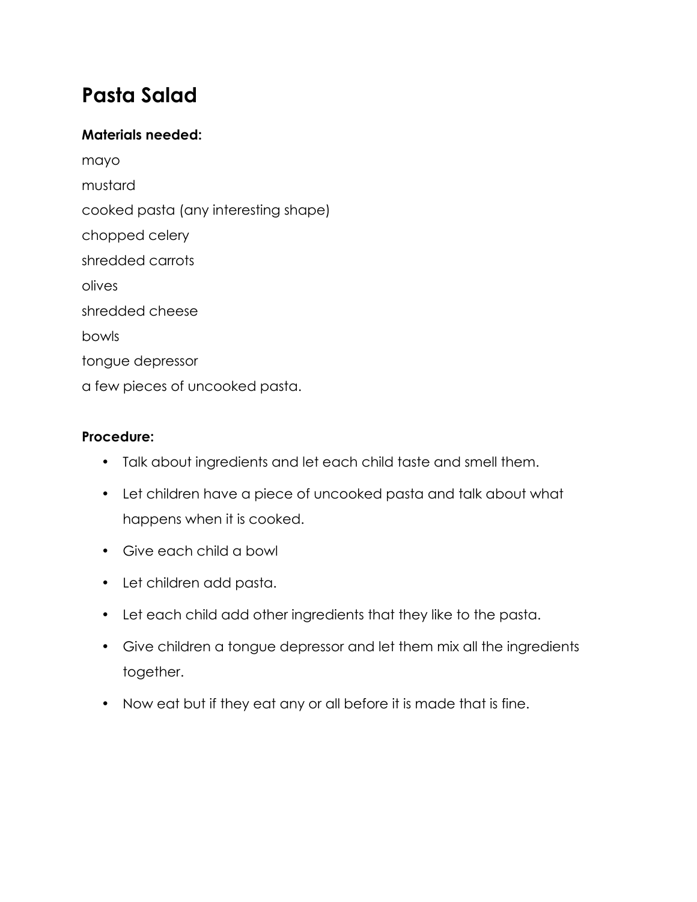# Pasta Salad

**Materials needed:**

mayo

mustard

cooked pasta (any interesting shape)

chopped celery

shredded carrots

olives

shredded cheese

bowls

tongue depressor

a few pieces of uncooked pasta.

**Procedure:**

- Talk about ingredients and let each child taste and smell them.
- Let children have a piece of uncooked pasta and talk about what happens when it is cooked.
- Give each child a bowl
- Let children add pasta.
- Let each child add other ingredients that they like to the pasta.
- Give children a tongue depressor and let them mix all the ingredients together.
- Now eat but if they eat any or all before it is made that is fine.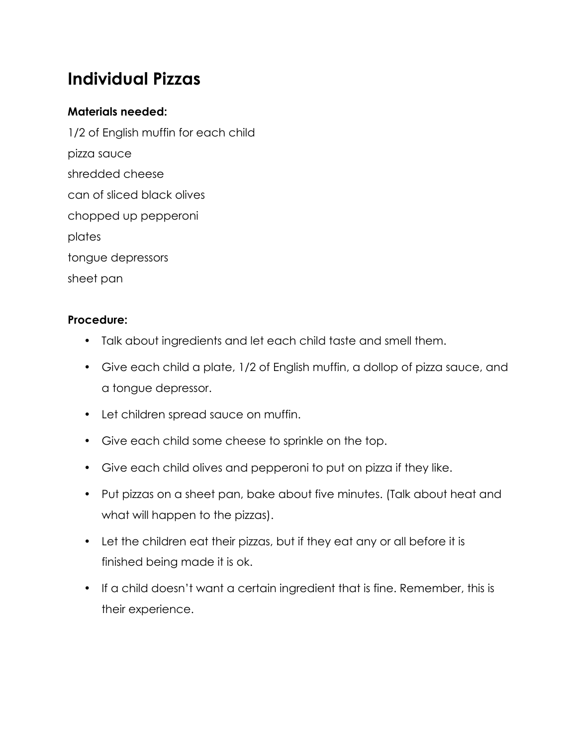# Individual Pizzas

**Materials needed:**

1/2 of English muffin for each child

pizza sauce

shredded cheese

can of sliced black olives

chopped up pepperoni

plates

tongue depressors

sheet pan

**Procedure:**

- Talk about ingredients and let each child taste and smell them.
- Give each child a plate, 1/2 of English muffin, a dollop of pizza sauce, and a tongue depressor.
- Let children spread sauce on muffin.
- Give each child some cheese to sprinkle on the top.
- Give each child olives and pepperoni to put on pizza if they like.
- Put pizzas on a sheet pan, bake about five minutes. (Talk about heat and what will happen to the pizzas).
- Let the children eat their pizzas, but if they eat any or all before it is finished being made it is ok.
- If a child doesn't want a certain ingredient that is fine. Remember, this is their experience.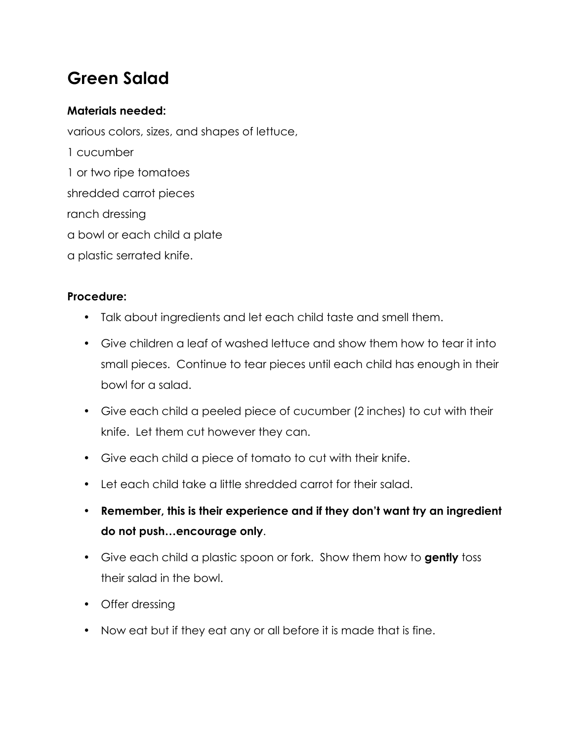# Green Salad

**Materials needed:**

various colors, sizes, and shapes of lettuce,

1 cucumber

1 or two ripe tomatoes

shredded carrot pieces

ranch dressing

a bowl or each child a plate

a plastic serrated knife.

**Procedure:**

- Talk about ingredients and let each child taste and smell them.
- Give children a leaf of washed lettuce and show them how to tear it into small pieces. Continue to tear pieces until each child has enough in their bowl for a salad.
- Give each child a peeled piece of cucumber (2 inches) to cut with their knife. Let them cut however they can.
- Give each child a piece of tomato to cut with their knife.
- Let each child take a little shredded carrot for their salad.
- **Remember, this is their experience and if they don't want try an ingredient do not push…encourage only**.
- Give each child a plastic spoon or fork. Show them how to **gently** toss their salad in the bowl.
- Offer dressing
- Now eat but if they eat any or all before it is made that is fine.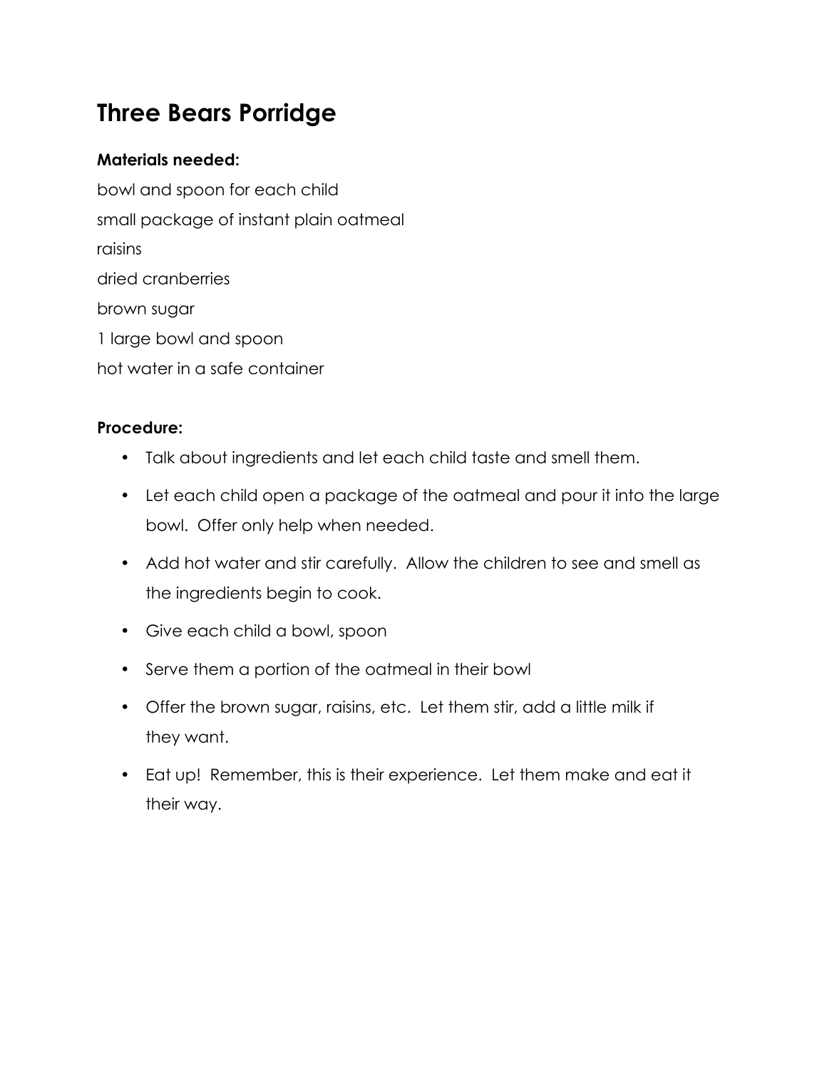# Three Bears Porridge

**Materials needed:**

bowl and spoon for each child

small package of instant plain oatmeal

raisins

dried cranberries

brown sugar

1 large bowl and spoon

hot water in a safe container

**Procedure:**

- Talk about ingredients and let each child taste and smell them.
- Let each child open a package of the oatmeal and pour it into the large bowl. Offer only help when needed.
- Add hot water and stir carefully. Allow the children to see and smell as the ingredients begin to cook.
- Give each child a bowl, spoon
- Serve them a portion of the oatmeal in their bowl
- Offer the brown sugar, raisins, etc. Let them stir, add a little milk if they want.
- Eat up! Remember, this is their experience. Let them make and eat it their way.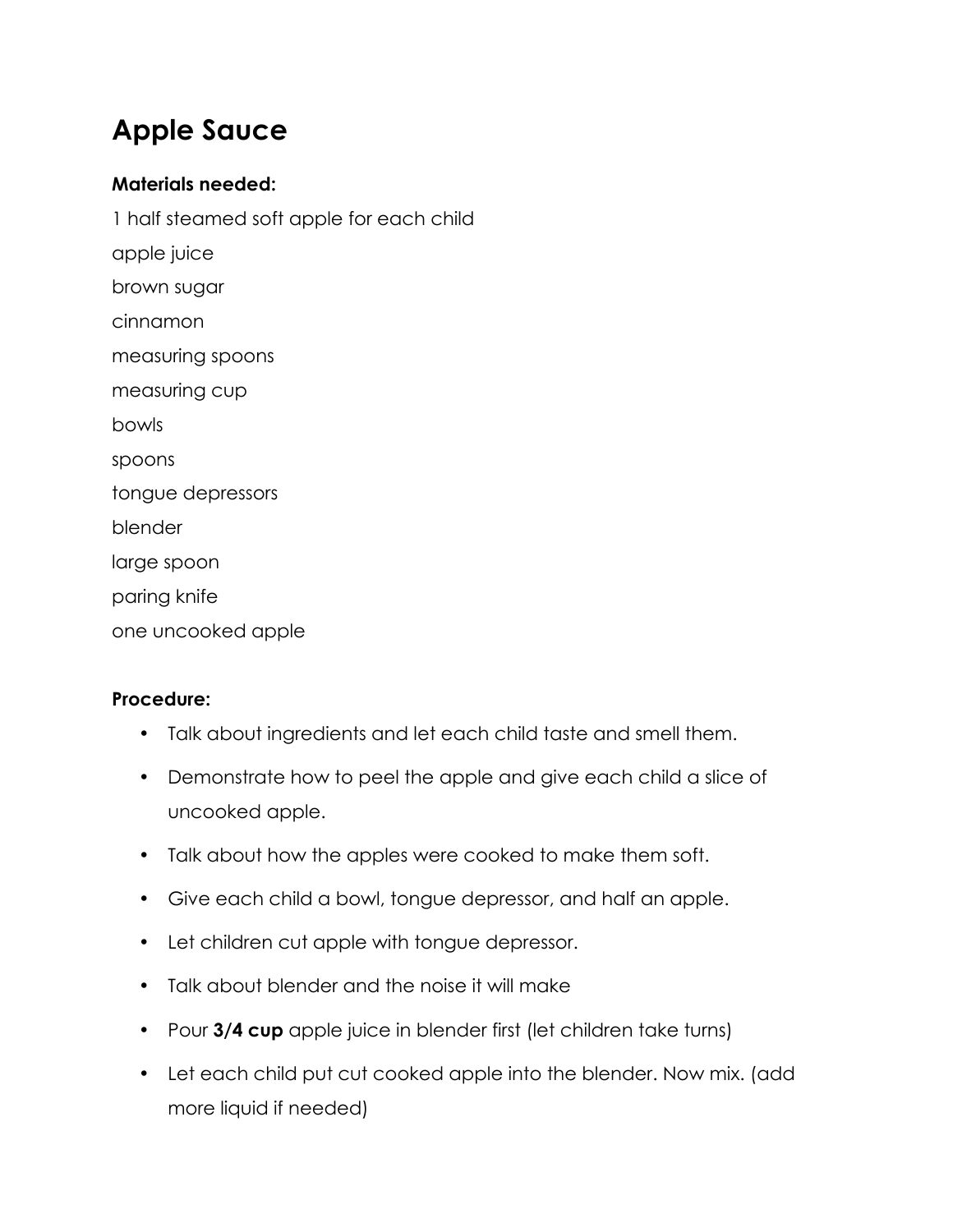# Apple Sauce

**Materials needed:**

1 half steamed soft apple for each child

apple juice

brown sugar

cinnamon

measuring spoons

measuring cup

bowls

spoons

tongue depressors

blender

large spoon

paring knife

one uncooked apple

**Procedure:**

- Talk about ingredients and let each child taste and smell them.
- Demonstrate how to peel the apple and give each child a slice of uncooked apple.
- Talk about how the apples were cooked to make them soft.
- Give each child a bowl, tongue depressor, and half an apple.
- Let children cut apple with tongue depressor.
- Talk about blender and the noise it will make
- Pour **3/4 cup** apple juice in blender first (let children take turns)
- Let each child put cut cooked apple into the blender. Now mix. (add more liquid if needed)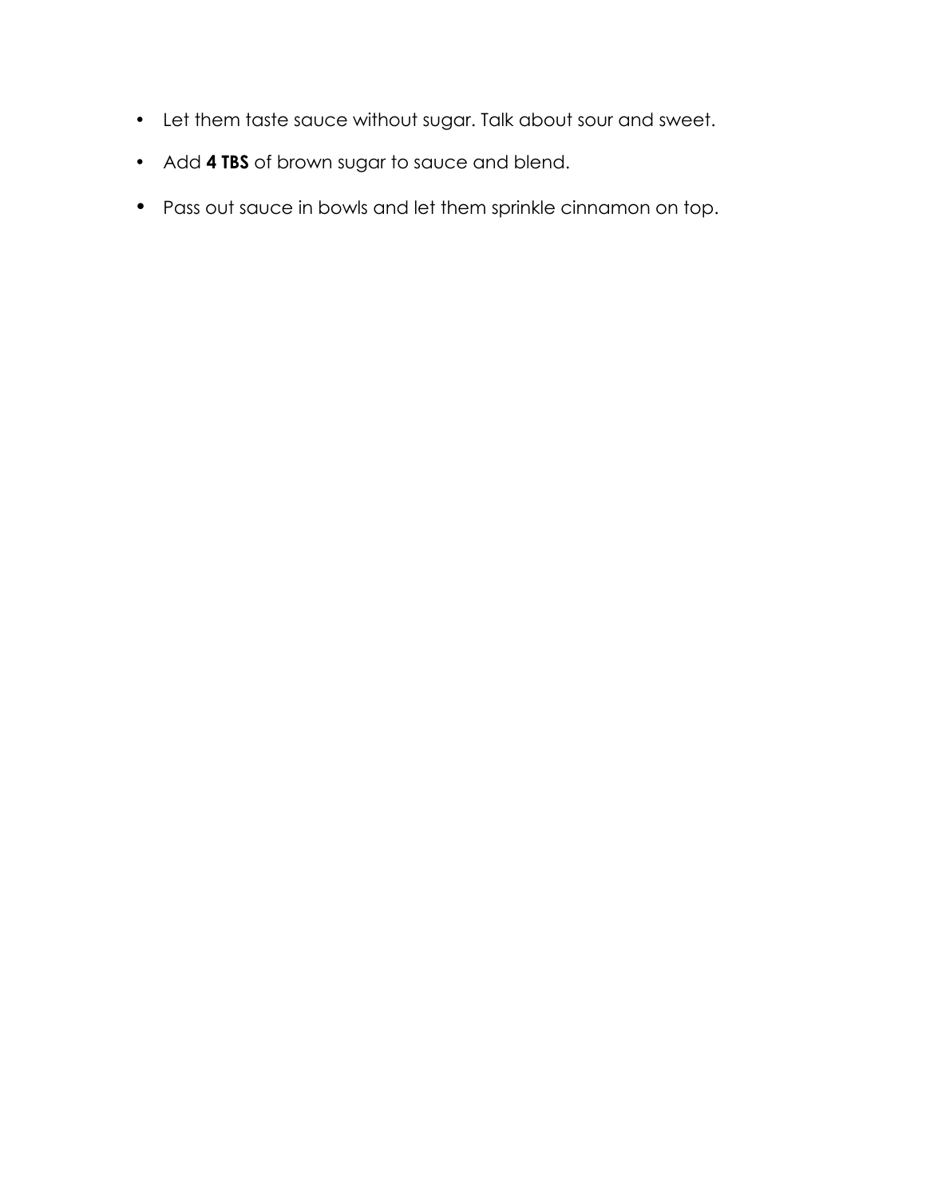- Let them taste sauce without sugar. Talk about sour and sweet.
- Add **4 TBS** of brown sugar to sauce and blend.
- Pass out sauce in bowls and let them sprinkle cinnamon on top.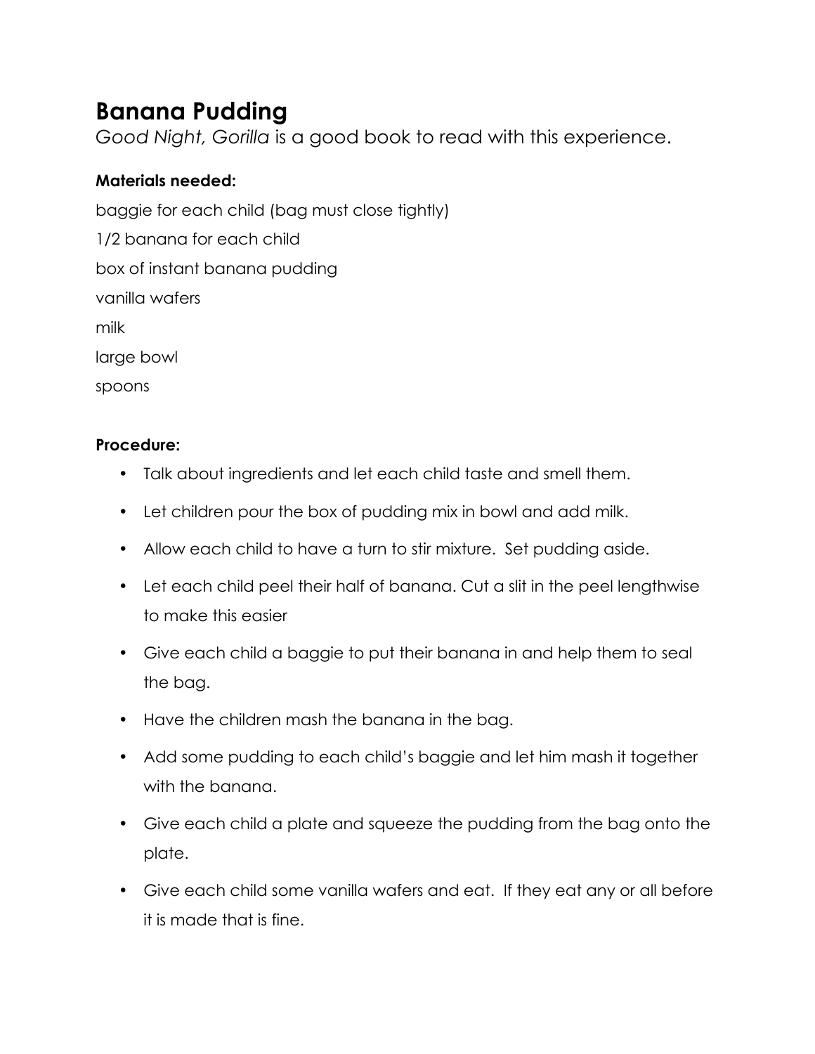# Banana Pudding

*Good Night, Gorilla* is a good book to read with this experience.

**Materials needed:**

baggie for each child (bag must close tightly)

1/2 banana for each child

box of instant banana pudding

vanilla wafers

milk

large bowl

spoons

**Procedure:**

- Talk about ingredients and let each child taste and smell them.
- Let children pour the box of pudding mix in bowl and add milk.
- Allow each child to have a turn to stir mixture. Set pudding aside.
- Let each child peel their half of banana. Cut a slit in the peel lengthwise to make this easier
- Give each child a baggie to put their banana in and help them to seal the bag.
- Have the children mash the banana in the bag.
- Add some pudding to each child's baggie and let him mash it together with the banana.
- Give each child a plate and squeeze the pudding from the bag onto the plate.
- Give each child some vanilla wafers and eat. If they eat any or all before it is made that is fine.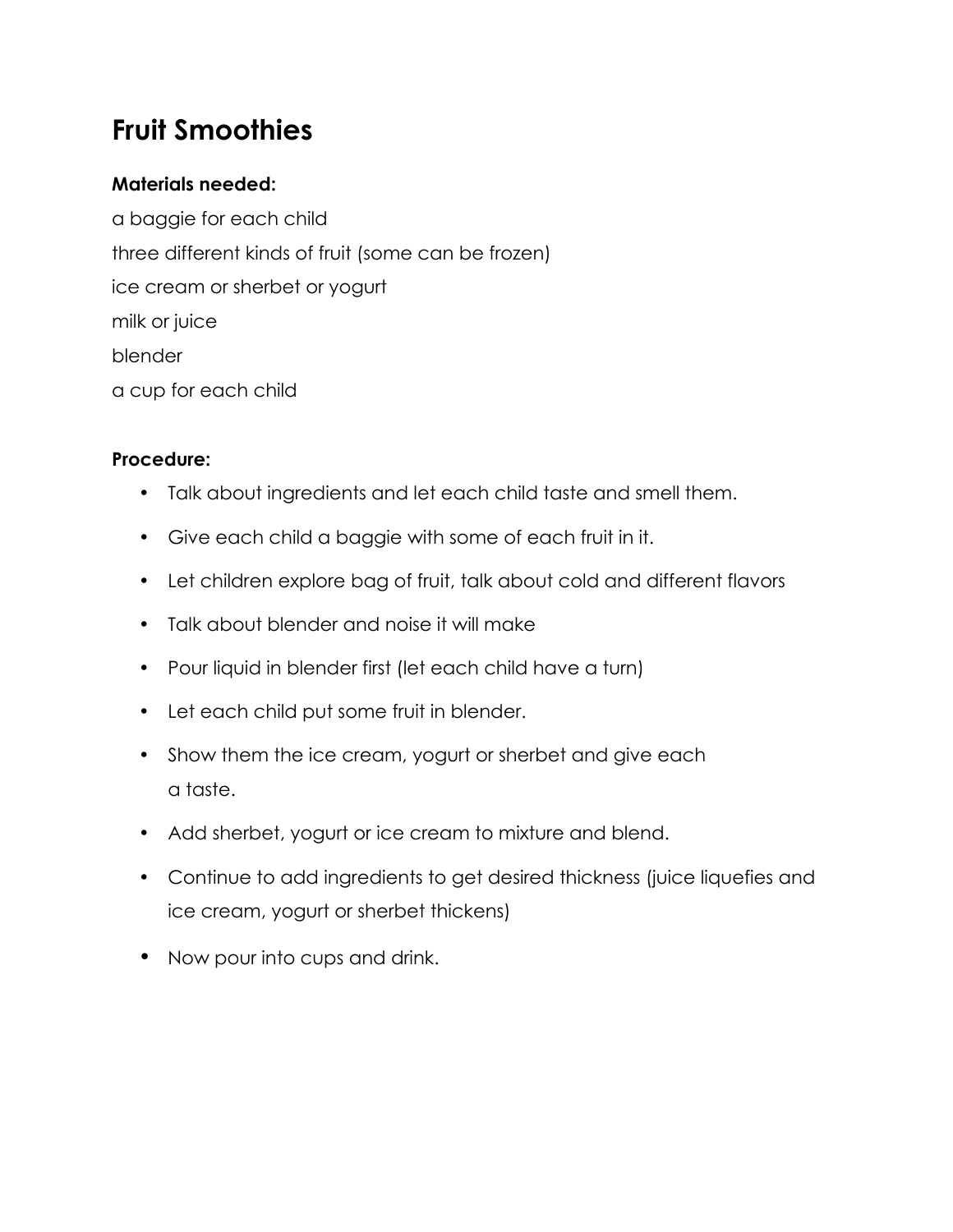# Fruit Smoothies

**Materials needed:**

a baggie for each child

three different kinds of fruit (some can be frozen)

ice cream or sherbet or yogurt

milk or juice

blender

a cup for each child

**Procedure:**

- Talk about ingredients and let each child taste and smell them.
- Give each child a baggie with some of each fruit in it.
- Let children explore bag of fruit, talk about cold and different flavors
- Talk about blender and noise it will make
- Pour liquid in blender first (let each child have a turn)
- Let each child put some fruit in blender.
- Show them the ice cream, yogurt or sherbet and give each a taste.
- Add sherbet, yogurt or ice cream to mixture and blend.
- Continue to add ingredients to get desired thickness (juice liquefies and ice cream, yogurt or sherbet thickens)
- Now pour into cups and drink.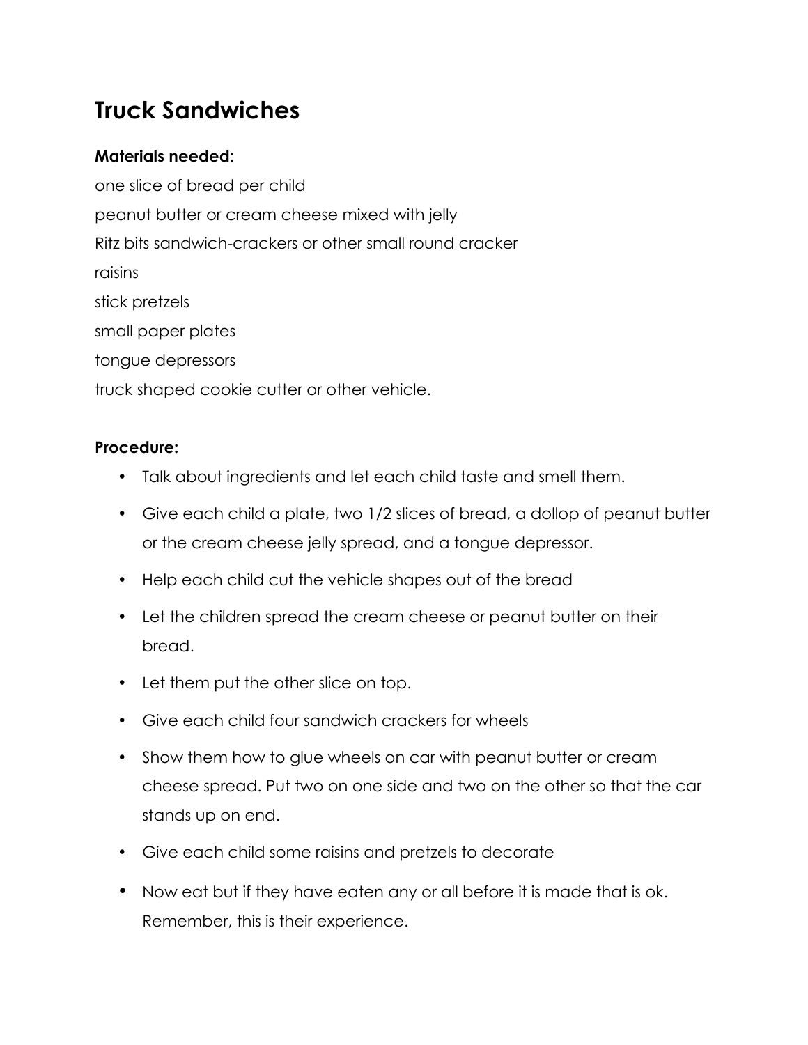# Truck Sandwiches

**Materials needed:**

one slice of bread per child

peanut butter or cream cheese mixed with jelly

Ritz bits sandwich-crackers or other small round cracker

raisins

stick pretzels

small paper plates

tongue depressors

truck shaped cookie cutter or other vehicle.

**Procedure:**

- Talk about ingredients and let each child taste and smell them.
- Give each child a plate, two 1/2 slices of bread, a dollop of peanut butter or the cream cheese jelly spread, and a tongue depressor.
- Help each child cut the vehicle shapes out of the bread
- Let the children spread the cream cheese or peanut butter on their bread.
- Let them put the other slice on top.
- Give each child four sandwich crackers for wheels
- Show them how to glue wheels on car with peanut butter or cream cheese spread. Put two on one side and two on the other so that the car stands up on end.
- Give each child some raisins and pretzels to decorate
- Now eat but if they have eaten any or all before it is made that is ok. Remember, this is their experience.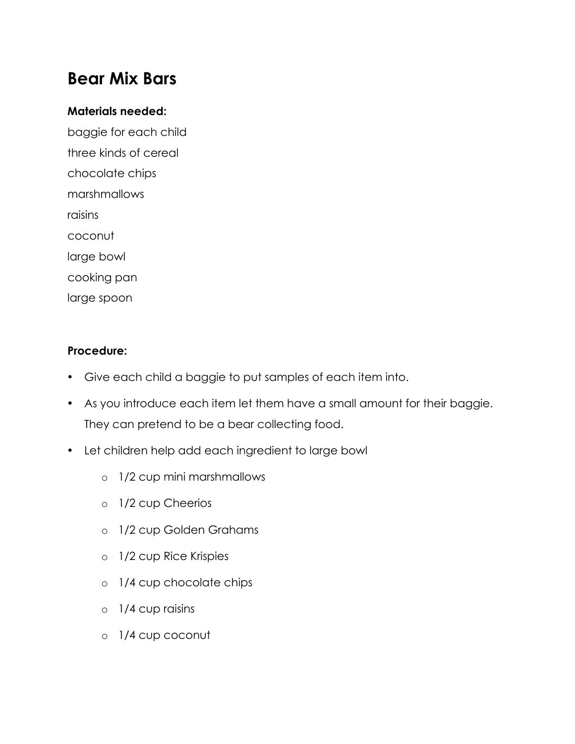# Bear Mix Bars

**Materials needed:**

baggie for each child
three kinds of cereal
chocolate chips
marshmallows
raisins
coconut
large bowl
cooking pan
large spoon

**Procedure:**

- Give each child a baggie to put samples of each item into.
- As you introduce each item let them have a small amount for their baggie. They can pretend to be a bear collecting food.
- Let children help add each ingredient to large bowl
  - 1/2 cup mini marshmallows
  - 1/2 cup Cheerios
  - 1/2 cup Golden Grahams
  - 1/2 cup Rice Krispies
  - 1/4 cup chocolate chips
  - 1/4 cup raisins
  - 1/4 cup coconut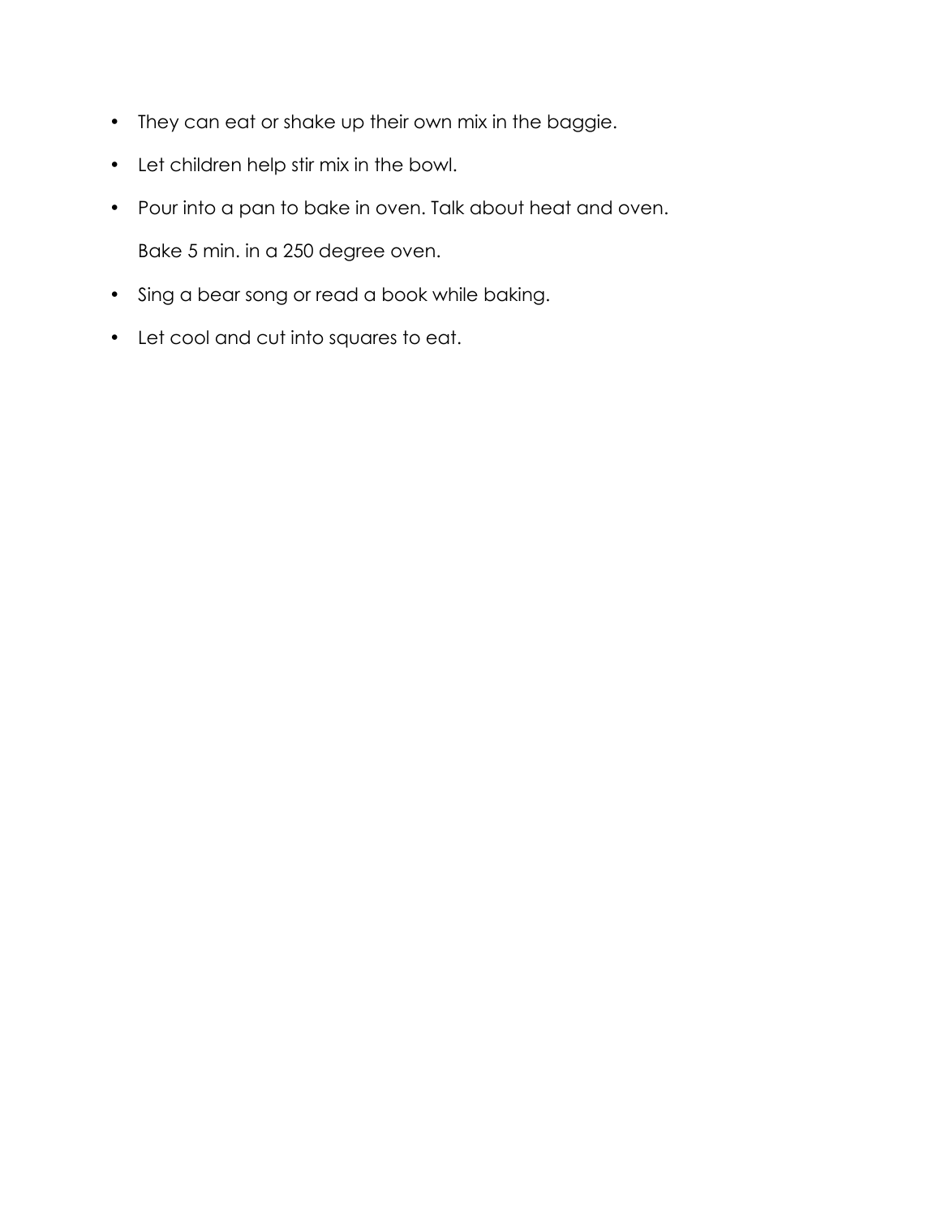- They can eat or shake up their own mix in the baggie.
- Let children help stir mix in the bowl.
- Pour into a pan to bake in oven. Talk about heat and oven.

  Bake 5 min. in a 250 degree oven.
- Sing a bear song or read a book while baking.
- Let cool and cut into squares to eat.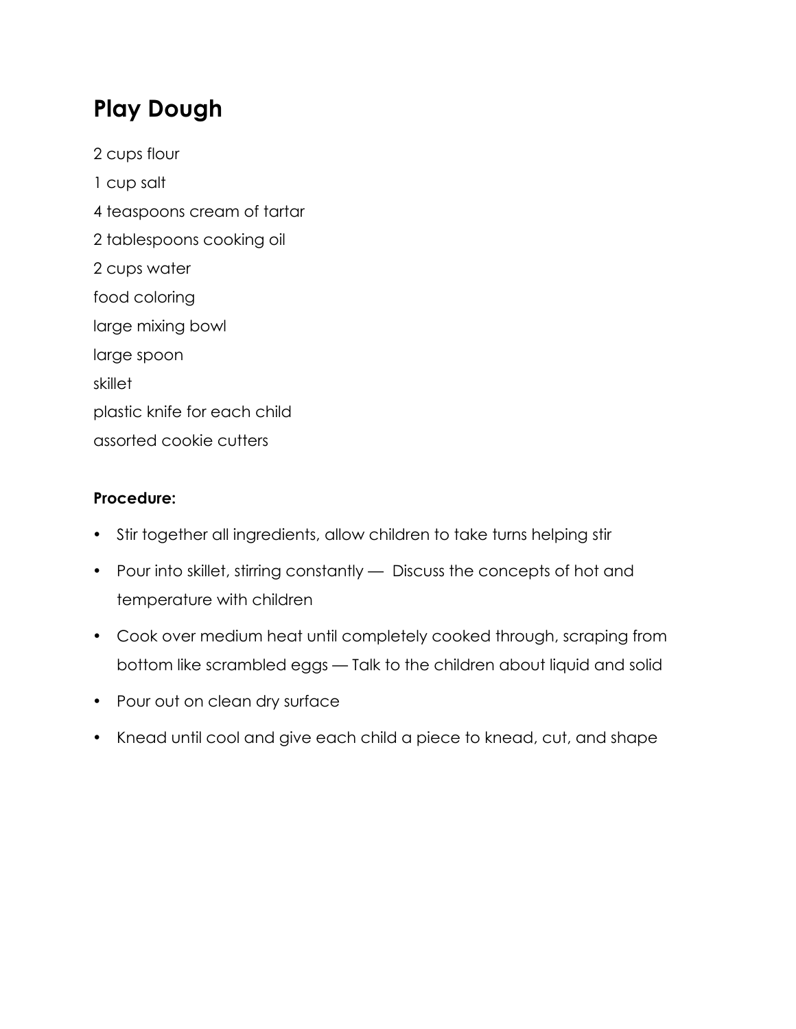# Play Dough

2 cups flour

1 cup salt

4 teaspoons cream of tartar

2 tablespoons cooking oil

2 cups water

food coloring

large mixing bowl

large spoon

skillet

plastic knife for each child

assorted cookie cutters

**Procedure:**

- Stir together all ingredients, allow children to take turns helping stir
- Pour into skillet, stirring constantly — Discuss the concepts of hot and temperature with children
- Cook over medium heat until completely cooked through, scraping from bottom like scrambled eggs — Talk to the children about liquid and solid
- Pour out on clean dry surface
- Knead until cool and give each child a piece to knead, cut, and shape